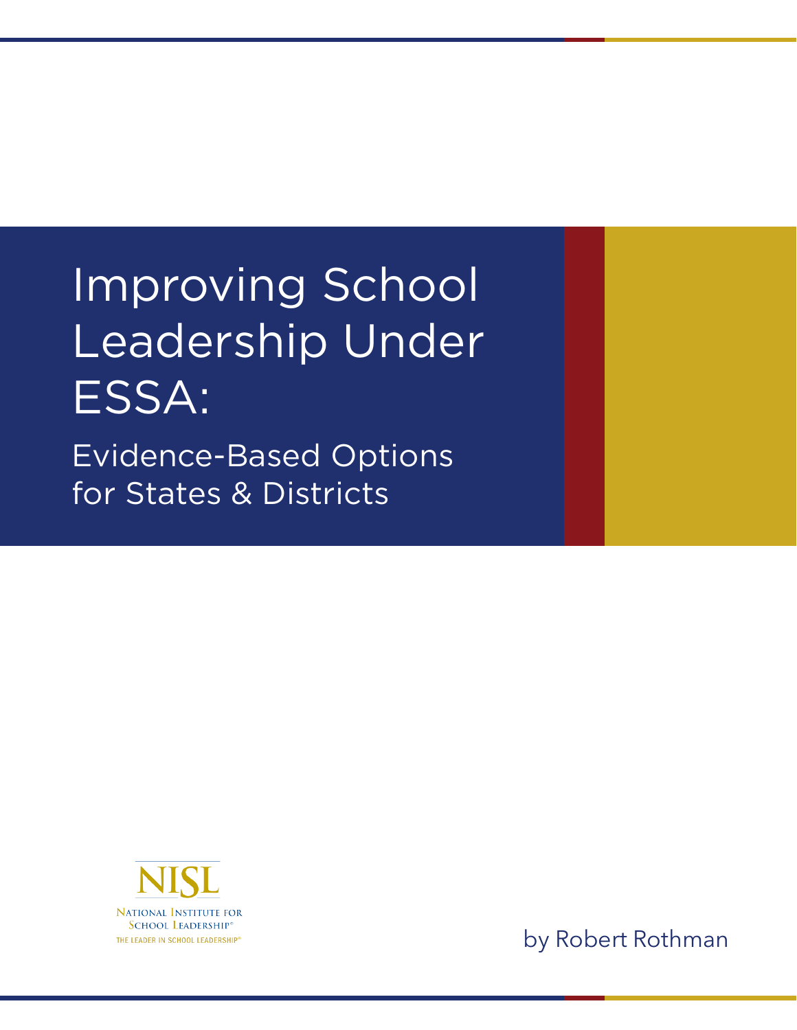# Improving School Leadership Under ESSA:

## Evidence-Based Options for States & Districts

NISL

National Institute for School Leadership®

THE LEADER IN SCHOOL LEADERSHIP®

by Robert Rothman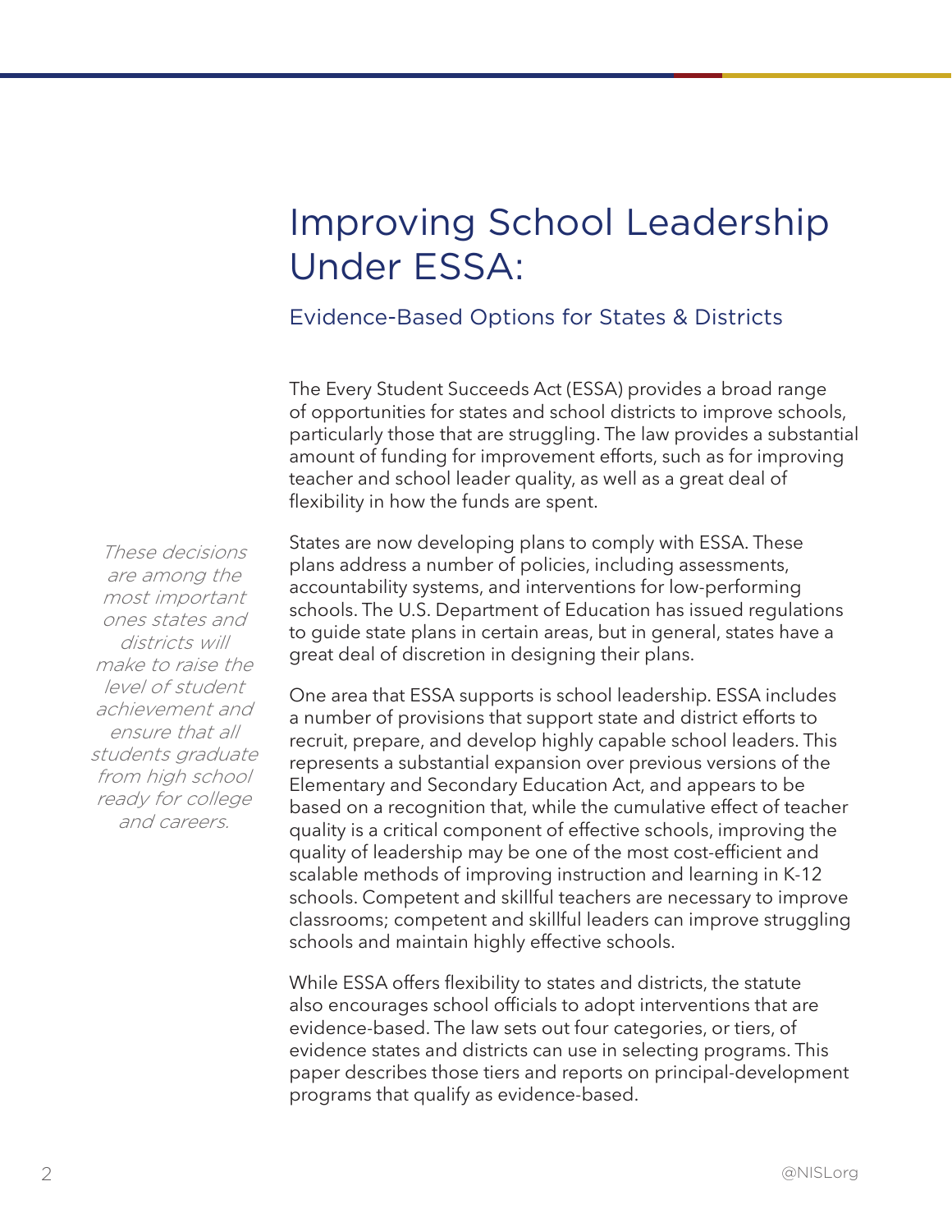# Improving School Leadership Under ESSA:

## Evidence-Based Options for States & Districts

The Every Student Succeeds Act (ESSA) provides a broad range of opportunities for states and school districts to improve schools, particularly those that are struggling. The law provides a substantial amount of funding for improvement efforts, such as for improving teacher and school leader quality, as well as a great deal of flexibility in how the funds are spent.

*These decisions are among the most important ones states and districts will make to raise the level of student achievement and ensure that all students graduate from high school ready for college and careers.*

States are now developing plans to comply with ESSA. These plans address a number of policies, including assessments, accountability systems, and interventions for low-performing schools. The U.S. Department of Education has issued regulations to guide state plans in certain areas, but in general, states have a great deal of discretion in designing their plans.

One area that ESSA supports is school leadership. ESSA includes a number of provisions that support state and district efforts to recruit, prepare, and develop highly capable school leaders. This represents a substantial expansion over previous versions of the Elementary and Secondary Education Act, and appears to be based on a recognition that, while the cumulative effect of teacher quality is a critical component of effective schools, improving the quality of leadership may be one of the most cost-efficient and scalable methods of improving instruction and learning in K-12 schools. Competent and skillful teachers are necessary to improve classrooms; competent and skillful leaders can improve struggling schools and maintain highly effective schools.

While ESSA offers flexibility to states and districts, the statute also encourages school officials to adopt interventions that are evidence-based. The law sets out four categories, or tiers, of evidence states and districts can use in selecting programs. This paper describes those tiers and reports on principal-development programs that qualify as evidence-based.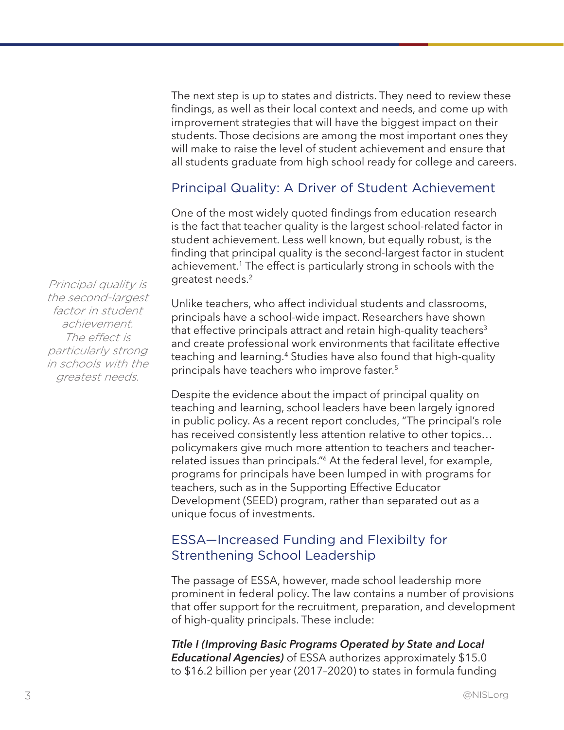The next step is up to states and districts. They need to review these findings, as well as their local context and needs, and come up with improvement strategies that will have the biggest impact on their students. Those decisions are among the most important ones they will make to raise the level of student achievement and ensure that all students graduate from high school ready for college and careers.

## Principal Quality: A Driver of Student Achievement

One of the most widely quoted findings from education research is the fact that teacher quality is the largest school-related factor in student achievement. Less well known, but equally robust, is the finding that principal quality is the second-largest factor in student achievement.[1] The effect is particularly strong in schools with the greatest needs.[2]

*Principal quality is the second-largest factor in student achievement. The effect is particularly strong in schools with the greatest needs.*

Unlike teachers, who affect individual students and classrooms, principals have a school-wide impact. Researchers have shown that effective principals attract and retain high-quality teachers[3] and create professional work environments that facilitate effective teaching and learning.[4] Studies have also found that high-quality principals have teachers who improve faster.[5]

Despite the evidence about the impact of principal quality on teaching and learning, school leaders have been largely ignored in public policy. As a recent report concludes, "The principal's role has received consistently less attention relative to other topics… policymakers give much more attention to teachers and teacher-related issues than principals."[6] At the federal level, for example, programs for principals have been lumped in with programs for teachers, such as in the Supporting Effective Educator Development (SEED) program, rather than separated out as a unique focus of investments.

## ESSA—Increased Funding and Flexibilty for Strenthening School Leadership

The passage of ESSA, however, made school leadership more prominent in federal policy. The law contains a number of provisions that offer support for the recruitment, preparation, and development of high-quality principals. These include:

***Title I (Improving Basic Programs Operated by State and Local Educational Agencies)*** of ESSA authorizes approximately $15.0 to $16.2 billion per year (2017–2020) to states in formula funding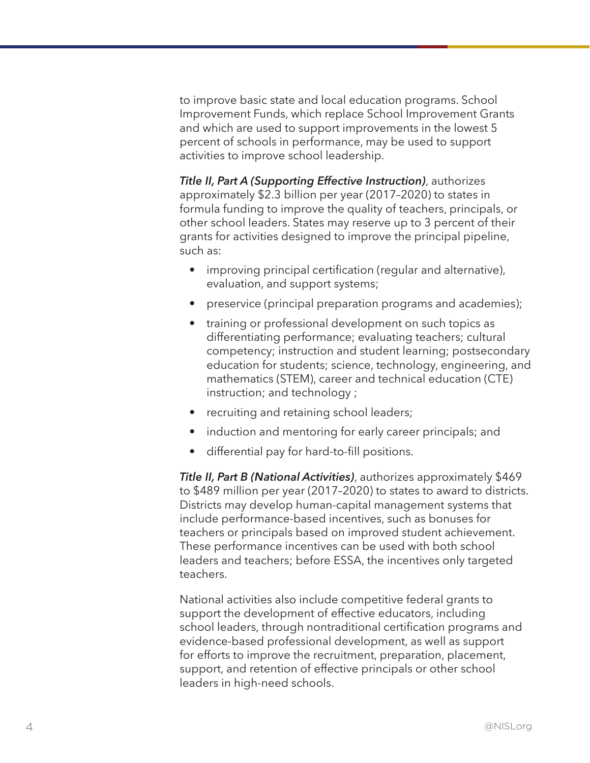to improve basic state and local education programs. School Improvement Funds, which replace School Improvement Grants and which are used to support improvements in the lowest 5 percent of schools in performance, may be used to support activities to improve school leadership.

***Title II, Part A (Supporting Effective Instruction)***, authorizes approximately $2.3 billion per year (2017–2020) to states in formula funding to improve the quality of teachers, principals, or other school leaders. States may reserve up to 3 percent of their grants for activities designed to improve the principal pipeline, such as:

- improving principal certification (regular and alternative), evaluation, and support systems;
- preservice (principal preparation programs and academies);
- training or professional development on such topics as differentiating performance; evaluating teachers; cultural competency; instruction and student learning; postsecondary education for students; science, technology, engineering, and mathematics (STEM), career and technical education (CTE) instruction; and technology ;
- recruiting and retaining school leaders;
- induction and mentoring for early career principals; and
- differential pay for hard-to-fill positions.

***Title II, Part B (National Activities)***, authorizes approximately $469 to $489 million per year (2017–2020) to states to award to districts. Districts may develop human-capital management systems that include performance-based incentives, such as bonuses for teachers or principals based on improved student achievement. These performance incentives can be used with both school leaders and teachers; before ESSA, the incentives only targeted teachers.

National activities also include competitive federal grants to support the development of effective educators, including school leaders, through nontraditional certification programs and evidence-based professional development, as well as support for efforts to improve the recruitment, preparation, placement, support, and retention of effective principals or other school leaders in high-need schools.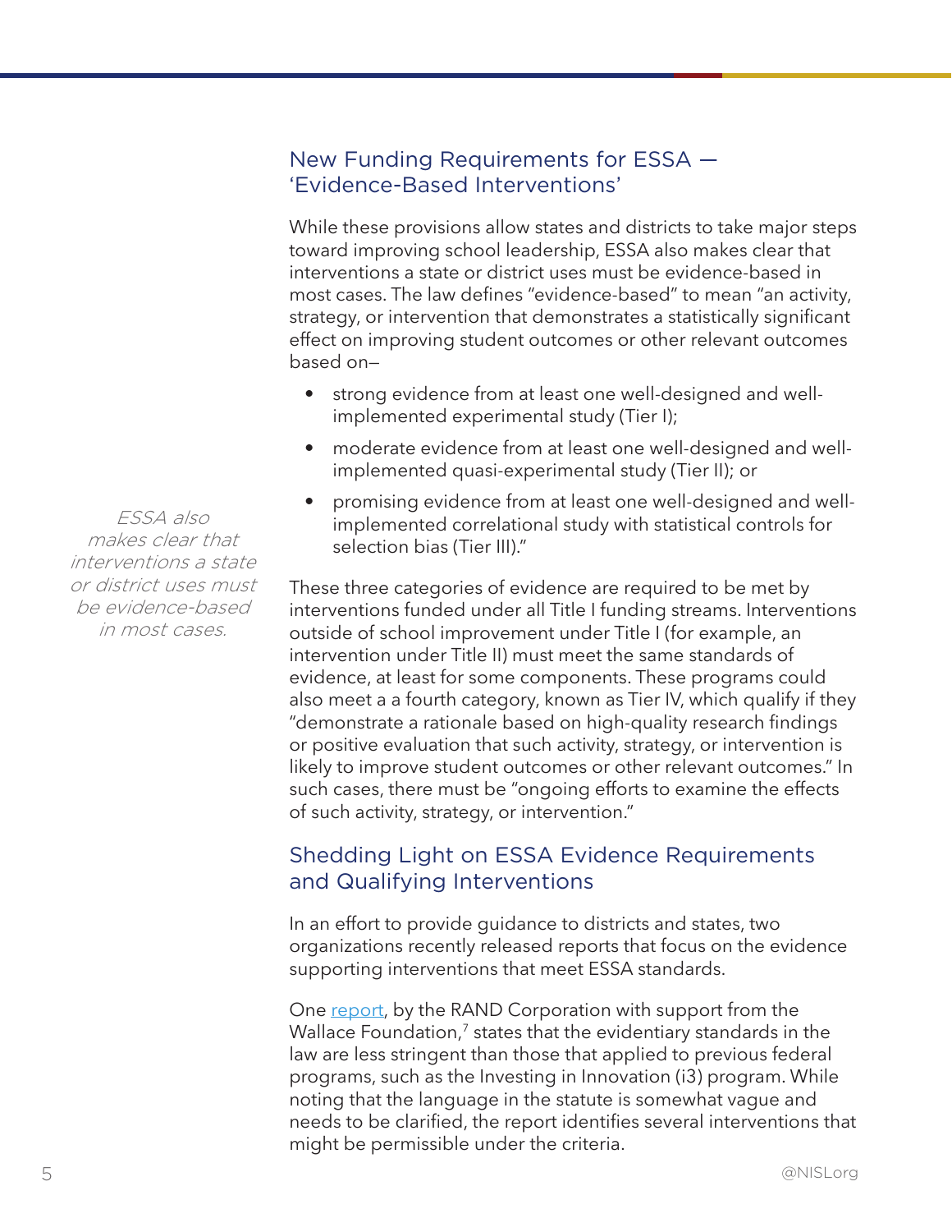## New Funding Requirements for ESSA — 'Evidence-Based Interventions'

While these provisions allow states and districts to take major steps toward improving school leadership, ESSA also makes clear that interventions a state or district uses must be evidence-based in most cases. The law defines "evidence-based" to mean "an activity, strategy, or intervention that demonstrates a statistically significant effect on improving student outcomes or other relevant outcomes based on—

- strong evidence from at least one well-designed and well-implemented experimental study (Tier I);
- moderate evidence from at least one well-designed and well-implemented quasi-experimental study (Tier II); or
- promising evidence from at least one well-designed and well-implemented correlational study with statistical controls for selection bias (Tier III)."

*ESSA also makes clear that interventions a state or district uses must be evidence-based in most cases.*

These three categories of evidence are required to be met by interventions funded under all Title I funding streams. Interventions outside of school improvement under Title I (for example, an intervention under Title II) must meet the same standards of evidence, at least for some components. These programs could also meet a a fourth category, known as Tier IV, which qualify if they "demonstrate a rationale based on high-quality research findings or positive evaluation that such activity, strategy, or intervention is likely to improve student outcomes or other relevant outcomes." In such cases, there must be "ongoing efforts to examine the effects of such activity, strategy, or intervention."

## Shedding Light on ESSA Evidence Requirements and Qualifying Interventions

In an effort to provide guidance to districts and states, two organizations recently released reports that focus on the evidence supporting interventions that meet ESSA standards.

One report, by the RAND Corporation with support from the Wallace Foundation,[7] states that the evidentiary standards in the law are less stringent than those that applied to previous federal programs, such as the Investing in Innovation (i3) program. While noting that the language in the statute is somewhat vague and needs to be clarified, the report identifies several interventions that might be permissible under the criteria.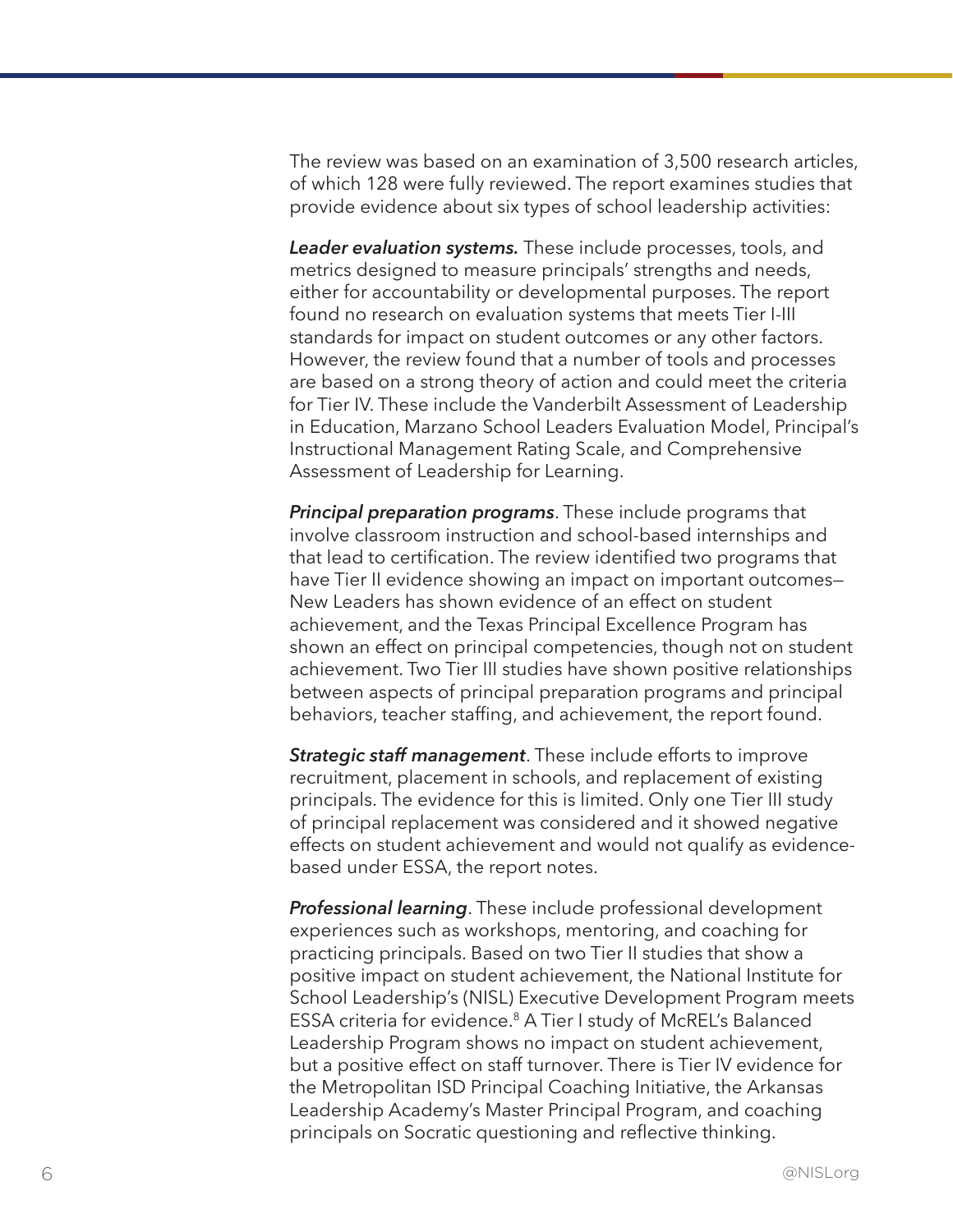The review was based on an examination of 3,500 research articles, of which 128 were fully reviewed. The report examines studies that provide evidence about six types of school leadership activities:

***Leader evaluation systems.*** These include processes, tools, and metrics designed to measure principals' strengths and needs, either for accountability or developmental purposes. The report found no research on evaluation systems that meets Tier I-III standards for impact on student outcomes or any other factors. However, the review found that a number of tools and processes are based on a strong theory of action and could meet the criteria for Tier IV. These include the Vanderbilt Assessment of Leadership in Education, Marzano School Leaders Evaluation Model, Principal's Instructional Management Rating Scale, and Comprehensive Assessment of Leadership for Learning.

***Principal preparation programs***. These include programs that involve classroom instruction and school-based internships and that lead to certification. The review identified two programs that have Tier II evidence showing an impact on important outcomes—New Leaders has shown evidence of an effect on student achievement, and the Texas Principal Excellence Program has shown an effect on principal competencies, though not on student achievement. Two Tier III studies have shown positive relationships between aspects of principal preparation programs and principal behaviors, teacher staffing, and achievement, the report found.

***Strategic staff management***. These include efforts to improve recruitment, placement in schools, and replacement of existing principals. The evidence for this is limited. Only one Tier III study of principal replacement was considered and it showed negative effects on student achievement and would not qualify as evidence-based under ESSA, the report notes.

***Professional learning***. These include professional development experiences such as workshops, mentoring, and coaching for practicing principals. Based on two Tier II studies that show a positive impact on student achievement, the National Institute for School Leadership's (NISL) Executive Development Program meets ESSA criteria for evidence.[8] A Tier I study of McREL's Balanced Leadership Program shows no impact on student achievement, but a positive effect on staff turnover. There is Tier IV evidence for the Metropolitan ISD Principal Coaching Initiative, the Arkansas Leadership Academy's Master Principal Program, and coaching principals on Socratic questioning and reflective thinking.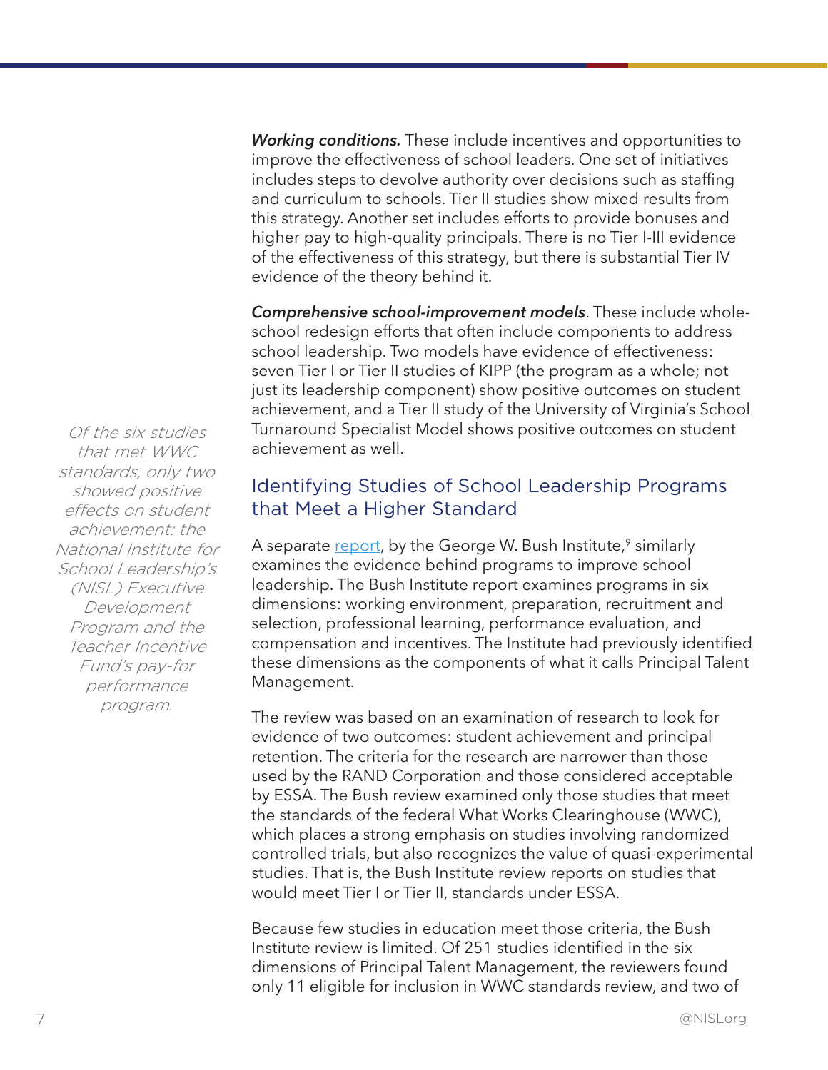***Working conditions.*** These include incentives and opportunities to improve the effectiveness of school leaders. One set of initiatives includes steps to devolve authority over decisions such as staffing and curriculum to schools. Tier II studies show mixed results from this strategy. Another set includes efforts to provide bonuses and higher pay to high-quality principals. There is no Tier I-III evidence of the effectiveness of this strategy, but there is substantial Tier IV evidence of the theory behind it.

***Comprehensive school-improvement models***. These include whole-school redesign efforts that often include components to address school leadership. Two models have evidence of effectiveness: seven Tier I or Tier II studies of KIPP (the program as a whole; not just its leadership component) show positive outcomes on student achievement, and a Tier II study of the University of Virginia's School Turnaround Specialist Model shows positive outcomes on student achievement as well.

*Of the six studies that met WWC standards, only two showed positive effects on student achievement: the National Institute for School Leadership's (NISL) Executive Development Program and the Teacher Incentive Fund's pay-for performance program.*

## Identifying Studies of School Leadership Programs that Meet a Higher Standard

A separate report, by the George W. Bush Institute,[9] similarly examines the evidence behind programs to improve school leadership. The Bush Institute report examines programs in six dimensions: working environment, preparation, recruitment and selection, professional learning, performance evaluation, and compensation and incentives. The Institute had previously identified these dimensions as the components of what it calls Principal Talent Management.

The review was based on an examination of research to look for evidence of two outcomes: student achievement and principal retention. The criteria for the research are narrower than those used by the RAND Corporation and those considered acceptable by ESSA. The Bush review examined only those studies that meet the standards of the federal What Works Clearinghouse (WWC), which places a strong emphasis on studies involving randomized controlled trials, but also recognizes the value of quasi-experimental studies. That is, the Bush Institute review reports on studies that would meet Tier I or Tier II, standards under ESSA.

Because few studies in education meet those criteria, the Bush Institute review is limited. Of 251 studies identified in the six dimensions of Principal Talent Management, the reviewers found only 11 eligible for inclusion in WWC standards review, and two of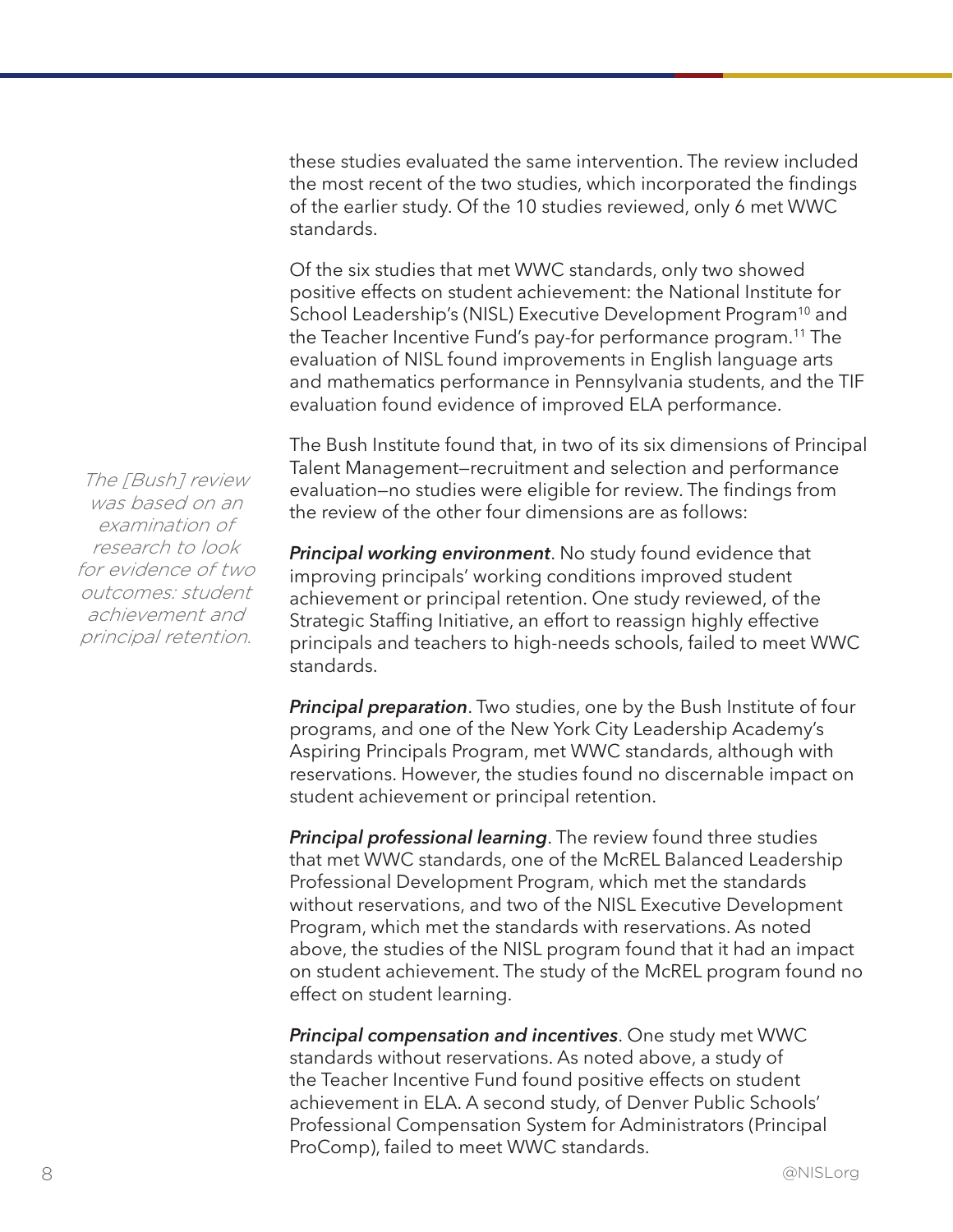these studies evaluated the same intervention. The review included the most recent of the two studies, which incorporated the findings of the earlier study. Of the 10 studies reviewed, only 6 met WWC standards.

Of the six studies that met WWC standards, only two showed positive effects on student achievement: the National Institute for School Leadership's (NISL) Executive Development Program[10] and the Teacher Incentive Fund's pay-for performance program.[11] The evaluation of NISL found improvements in English language arts and mathematics performance in Pennsylvania students, and the TIF evaluation found evidence of improved ELA performance.

*The [Bush] review was based on an examination of research to look for evidence of two outcomes: student achievement and principal retention.*

The Bush Institute found that, in two of its six dimensions of Principal Talent Management—recruitment and selection and performance evaluation—no studies were eligible for review. The findings from the review of the other four dimensions are as follows:

***Principal working environment***. No study found evidence that improving principals' working conditions improved student achievement or principal retention. One study reviewed, of the Strategic Staffing Initiative, an effort to reassign highly effective principals and teachers to high-needs schools, failed to meet WWC standards.

***Principal preparation***. Two studies, one by the Bush Institute of four programs, and one of the New York City Leadership Academy's Aspiring Principals Program, met WWC standards, although with reservations. However, the studies found no discernable impact on student achievement or principal retention.

***Principal professional learning***. The review found three studies that met WWC standards, one of the McREL Balanced Leadership Professional Development Program, which met the standards without reservations, and two of the NISL Executive Development Program, which met the standards with reservations. As noted above, the studies of the NISL program found that it had an impact on student achievement. The study of the McREL program found no effect on student learning.

***Principal compensation and incentives***. One study met WWC standards without reservations. As noted above, a study of the Teacher Incentive Fund found positive effects on student achievement in ELA. A second study, of Denver Public Schools' Professional Compensation System for Administrators (Principal ProComp), failed to meet WWC standards.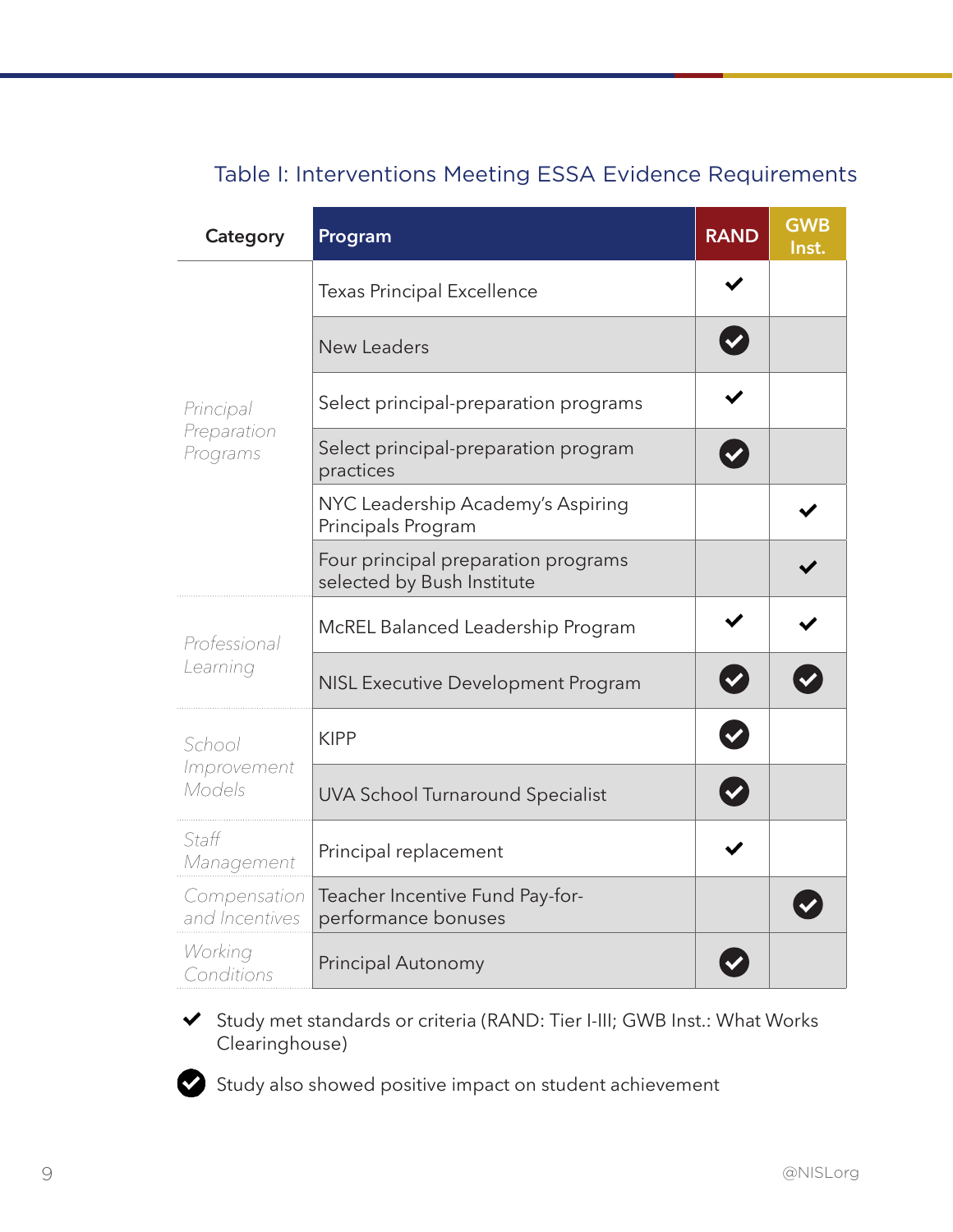## Table I: Interventions Meeting ESSA Evidence Requirements

| Category | Program | RAND | GWB Inst. |
|---|---|---|---|
| *Principal Preparation Programs* | Texas Principal Excellence | ✔ | |
| | New Leaders | ✅ | |
| | Select principal-preparation programs | ✔ | |
| | Select principal-preparation program practices | ✅ | |
| | NYC Leadership Academy's Aspiring Principals Program | | ✔ |
| | Four principal preparation programs selected by Bush Institute | | ✔ |
| *Professional Learning* | McREL Balanced Leadership Program | ✔ | ✔ |
| | NISL Executive Development Program | ✅ | ✅ |
| *School Improvement Models* | KIPP | ✅ | |
| | UVA School Turnaround Specialist | ✅ | |
| *Staff Management* | Principal replacement | ✔ | |
| *Compensation and Incentives* | Teacher Incentive Fund Pay-for-performance bonuses | | ✅ |
| *Working Conditions* | Principal Autonomy | ✅ | |

✔ Study met standards or criteria (RAND: Tier I-III; GWB Inst.: What Works Clearinghouse)

✅ Study also showed positive impact on student achievement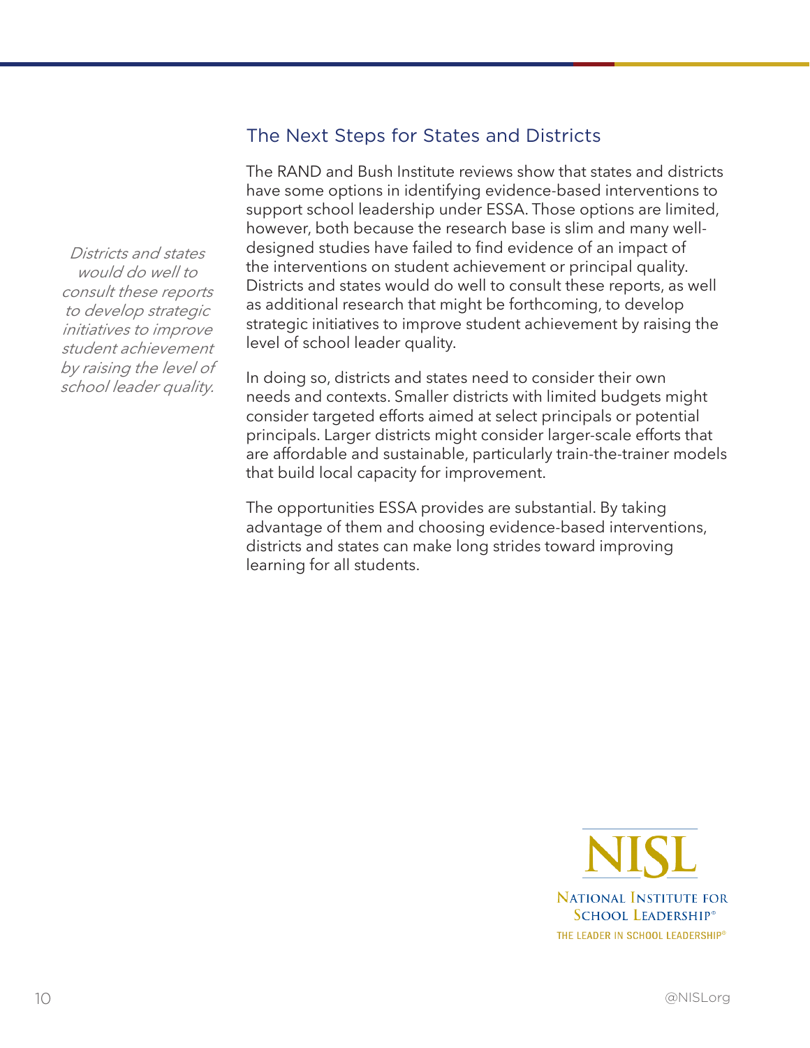## The Next Steps for States and Districts

*Districts and states would do well to consult these reports to develop strategic initiatives to improve student achievement by raising the level of school leader quality.*

The RAND and Bush Institute reviews show that states and districts have some options in identifying evidence-based interventions to support school leadership under ESSA. Those options are limited, however, both because the research base is slim and many well-designed studies have failed to find evidence of an impact of the interventions on student achievement or principal quality. Districts and states would do well to consult these reports, as well as additional research that might be forthcoming, to develop strategic initiatives to improve student achievement by raising the level of school leader quality.

In doing so, districts and states need to consider their own needs and contexts. Smaller districts with limited budgets might consider targeted efforts aimed at select principals or potential principals. Larger districts might consider larger-scale efforts that are affordable and sustainable, particularly train-the-trainer models that build local capacity for improvement.

The opportunities ESSA provides are substantial. By taking advantage of them and choosing evidence-based interventions, districts and states can make long strides toward improving learning for all students.

NISL

National Institute for School Leadership®

The Leader in School Leadership®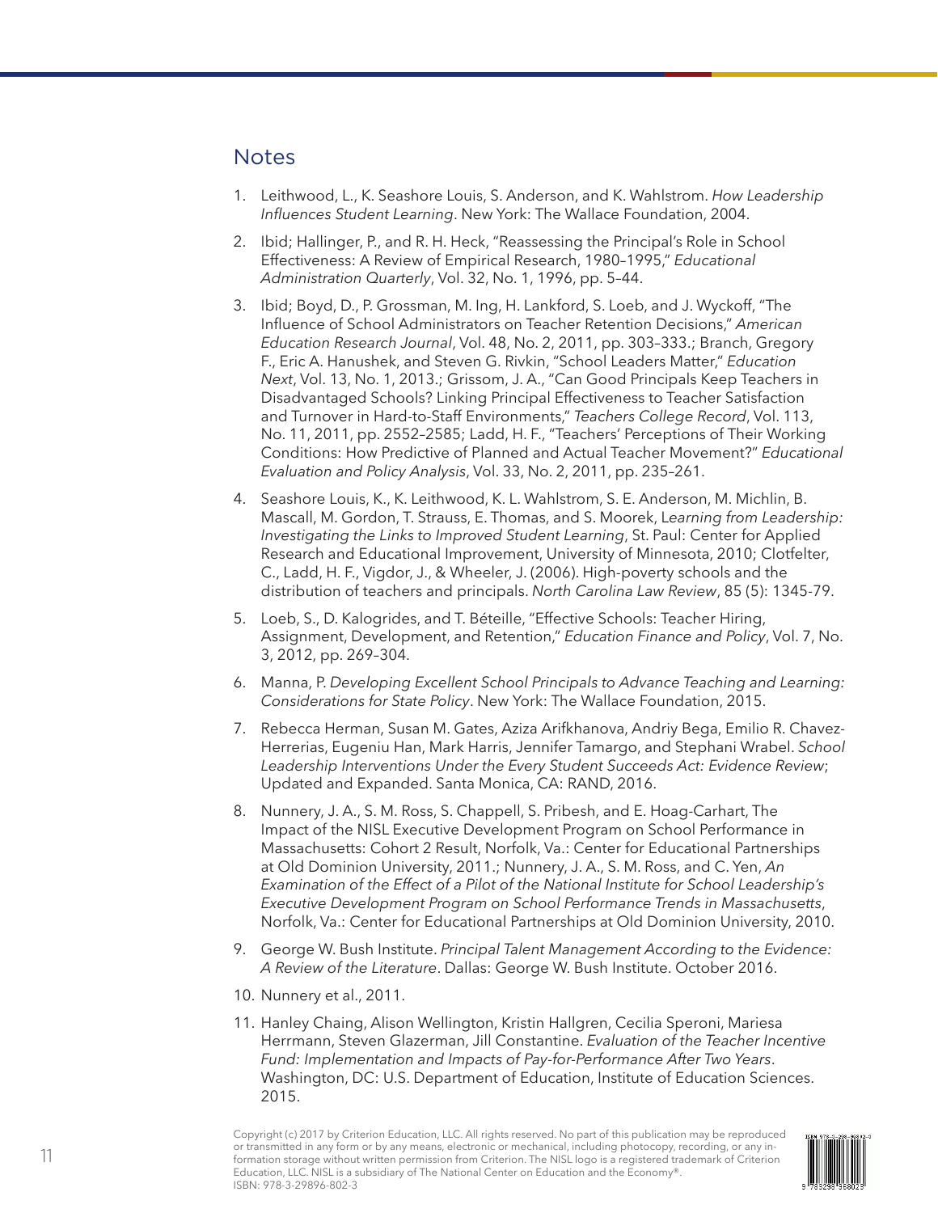## Notes

1. Leithwood, L., K. Seashore Louis, S. Anderson, and K. Wahlstrom. *How Leadership Influences Student Learning*. New York: The Wallace Foundation, 2004.

2. Ibid; Hallinger, P., and R. H. Heck, "Reassessing the Principal's Role in School Effectiveness: A Review of Empirical Research, 1980–1995," *Educational Administration Quarterly*, Vol. 32, No. 1, 1996, pp. 5–44.

3. Ibid; Boyd, D., P. Grossman, M. Ing, H. Lankford, S. Loeb, and J. Wyckoff, "The Influence of School Administrators on Teacher Retention Decisions," *American Education Research Journal*, Vol. 48, No. 2, 2011, pp. 303–333.; Branch, Gregory F., Eric A. Hanushek, and Steven G. Rivkin, "School Leaders Matter," *Education Next*, Vol. 13, No. 1, 2013.; Grissom, J. A., "Can Good Principals Keep Teachers in Disadvantaged Schools? Linking Principal Effectiveness to Teacher Satisfaction and Turnover in Hard-to-Staff Environments," *Teachers College Record*, Vol. 113, No. 11, 2011, pp. 2552–2585; Ladd, H. F., "Teachers' Perceptions of Their Working Conditions: How Predictive of Planned and Actual Teacher Movement?" *Educational Evaluation and Policy Analysis*, Vol. 33, No. 2, 2011, pp. 235–261.

4. Seashore Louis, K., K. Leithwood, K. L. Wahlstrom, S. E. Anderson, M. Michlin, B. Mascall, M. Gordon, T. Strauss, E. Thomas, and S. Moorek, L*earning from Leadership: Investigating the Links to Improved Student Learning*, St. Paul: Center for Applied Research and Educational Improvement, University of Minnesota, 2010; Clotfelter, C., Ladd, H. F., Vigdor, J., & Wheeler, J. (2006). High-poverty schools and the distribution of teachers and principals. *North Carolina Law Review*, 85 (5): 1345-79.

5. Loeb, S., D. Kalogrides, and T. Béteille, "Effective Schools: Teacher Hiring, Assignment, Development, and Retention," *Education Finance and Policy*, Vol. 7, No. 3, 2012, pp. 269–304.

6. Manna, P. *Developing Excellent School Principals to Advance Teaching and Learning: Considerations for State Policy*. New York: The Wallace Foundation, 2015.

7. Rebecca Herman, Susan M. Gates, Aziza Arifkhanova, Andriy Bega, Emilio R. Chavez-Herrerias, Eugeniu Han, Mark Harris, Jennifer Tamargo, and Stephani Wrabel. *School Leadership Interventions Under the Every Student Succeeds Act: Evidence Review*; Updated and Expanded. Santa Monica, CA: RAND, 2016.

8. Nunnery, J. A., S. M. Ross, S. Chappell, S. Pribesh, and E. Hoag-Carhart, The Impact of the NISL Executive Development Program on School Performance in Massachusetts: Cohort 2 Result, Norfolk, Va.: Center for Educational Partnerships at Old Dominion University, 2011.; Nunnery, J. A., S. M. Ross, and C. Yen, *An Examination of the Effect of a Pilot of the National Institute for School Leadership's Executive Development Program on School Performance Trends in Massachusetts*, Norfolk, Va.: Center for Educational Partnerships at Old Dominion University, 2010.

9. George W. Bush Institute. *Principal Talent Management According to the Evidence: A Review of the Literature*. Dallas: George W. Bush Institute. October 2016.

10. Nunnery et al., 2011.

11. Hanley Chaing, Alison Wellington, Kristin Hallgren, Cecilia Speroni, Mariesa Herrmann, Steven Glazerman, Jill Constantine. *Evaluation of the Teacher Incentive Fund: Implementation and Impacts of Pay-for-Performance After Two Years*. Washington, DC: U.S. Department of Education, Institute of Education Sciences. 2015.

Copyright (c) 2017 by Criterion Education, LLC. All rights reserved. No part of this publication may be reproduced or transmitted in any form or by any means, electronic or mechanical, including photocopy, recording, or any information storage without written permission from Criterion. The NISL logo is a registered trademark of Criterion Education, LLC. NISL is a subsidiary of The National Center on Education and the Economy®.
ISBN: 978-3-29896-802-3